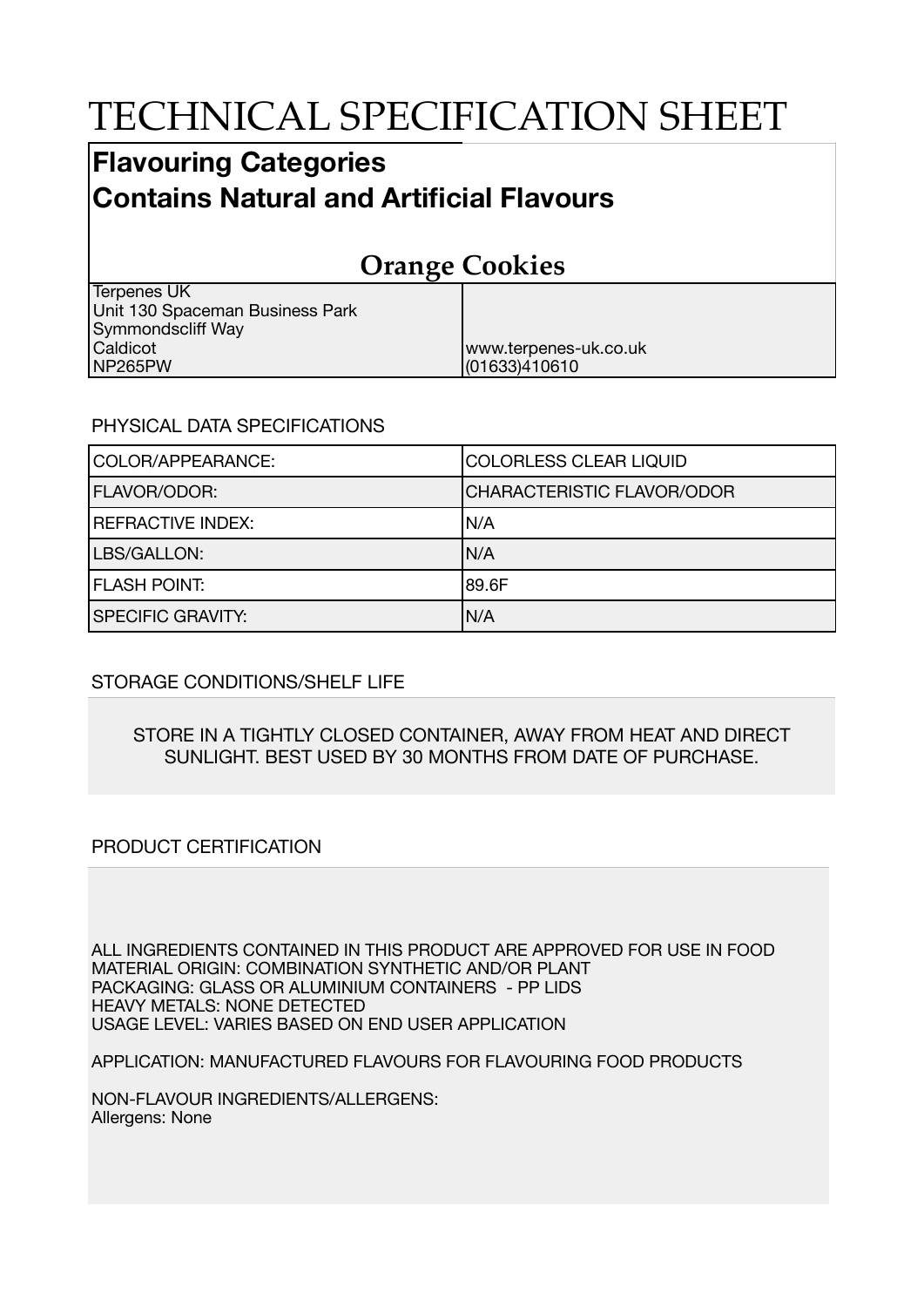# TECHNICAL SPECIFICATION SHEET

## Flavouring Categories
## Contains Natural and Artificial Flavours

## Orange Cookies

| | |
|---|---|
| Terpenes UK<br>Unit 130 Spaceman Business Park<br>Symmondscliff Way<br>Caldicot<br>NP265PW | www.terpenes-uk.co.uk<br>(01633)410610 |

PHYSICAL DATA SPECIFICATIONS

| | |
|---|---|
| COLOR/APPEARANCE: | COLORLESS CLEAR LIQUID |
| FLAVOR/ODOR: | CHARACTERISTIC FLAVOR/ODOR |
| REFRACTIVE INDEX: | N/A |
| LBS/GALLON: | N/A |
| FLASH POINT: | 89.6F |
| SPECIFIC GRAVITY: | N/A |

STORAGE CONDITIONS/SHELF LIFE

STORE IN A TIGHTLY CLOSED CONTAINER, AWAY FROM HEAT AND DIRECT SUNLIGHT. BEST USED BY 30 MONTHS FROM DATE OF PURCHASE.

PRODUCT CERTIFICATION

ALL INGREDIENTS CONTAINED IN THIS PRODUCT ARE APPROVED FOR USE IN FOOD
MATERIAL ORIGIN: COMBINATION SYNTHETIC AND/OR PLANT
PACKAGING: GLASS OR ALUMINIUM CONTAINERS - PP LIDS
HEAVY METALS: NONE DETECTED
USAGE LEVEL: VARIES BASED ON END USER APPLICATION

APPLICATION: MANUFACTURED FLAVOURS FOR FLAVOURING FOOD PRODUCTS

NON-FLAVOUR INGREDIENTS/ALLERGENS:
Allergens: None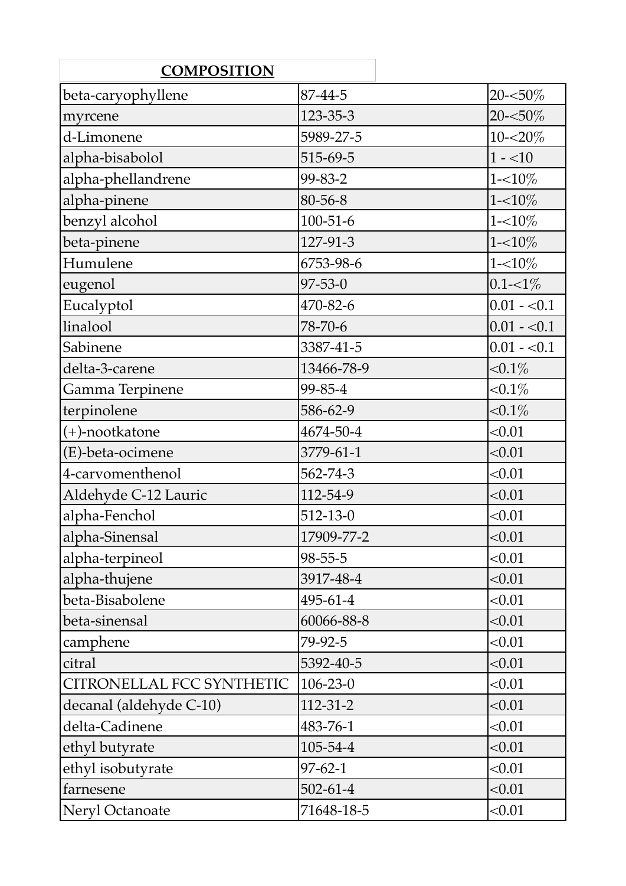## COMPOSITION

| | | |
|---|---|---|
| beta-caryophyllene | 87-44-5 | 20-<50% |
| myrcene | 123-35-3 | 20-<50% |
| d-Limonene | 5989-27-5 | 10-<20% |
| alpha-bisabolol | 515-69-5 | 1 - <10 |
| alpha-phellandrene | 99-83-2 | 1-<10% |
| alpha-pinene | 80-56-8 | 1-<10% |
| benzyl alcohol | 100-51-6 | 1-<10% |
| beta-pinene | 127-91-3 | 1-<10% |
| Humulene | 6753-98-6 | 1-<10% |
| eugenol | 97-53-0 | 0.1-<1% |
| Eucalyptol | 470-82-6 | 0.01 - <0.1 |
| linalool | 78-70-6 | 0.01 - <0.1 |
| Sabinene | 3387-41-5 | 0.01 - <0.1 |
| delta-3-carene | 13466-78-9 | <0.1% |
| Gamma Terpinene | 99-85-4 | <0.1% |
| terpinolene | 586-62-9 | <0.1% |
| (+)-nootkatone | 4674-50-4 | <0.01 |
| (E)-beta-ocimene | 3779-61-1 | <0.01 |
| 4-carvomenthenol | 562-74-3 | <0.01 |
| Aldehyde C-12 Lauric | 112-54-9 | <0.01 |
| alpha-Fenchol | 512-13-0 | <0.01 |
| alpha-Sinensal | 17909-77-2 | <0.01 |
| alpha-terpineol | 98-55-5 | <0.01 |
| alpha-thujene | 3917-48-4 | <0.01 |
| beta-Bisabolene | 495-61-4 | <0.01 |
| beta-sinensal | 60066-88-8 | <0.01 |
| camphene | 79-92-5 | <0.01 |
| citral | 5392-40-5 | <0.01 |
| CITRONELLAL FCC SYNTHETIC | 106-23-0 | <0.01 |
| decanal (aldehyde C-10) | 112-31-2 | <0.01 |
| delta-Cadinene | 483-76-1 | <0.01 |
| ethyl butyrate | 105-54-4 | <0.01 |
| ethyl isobutyrate | 97-62-1 | <0.01 |
| farnesene | 502-61-4 | <0.01 |
| Neryl Octanoate | 71648-18-5 | <0.01 |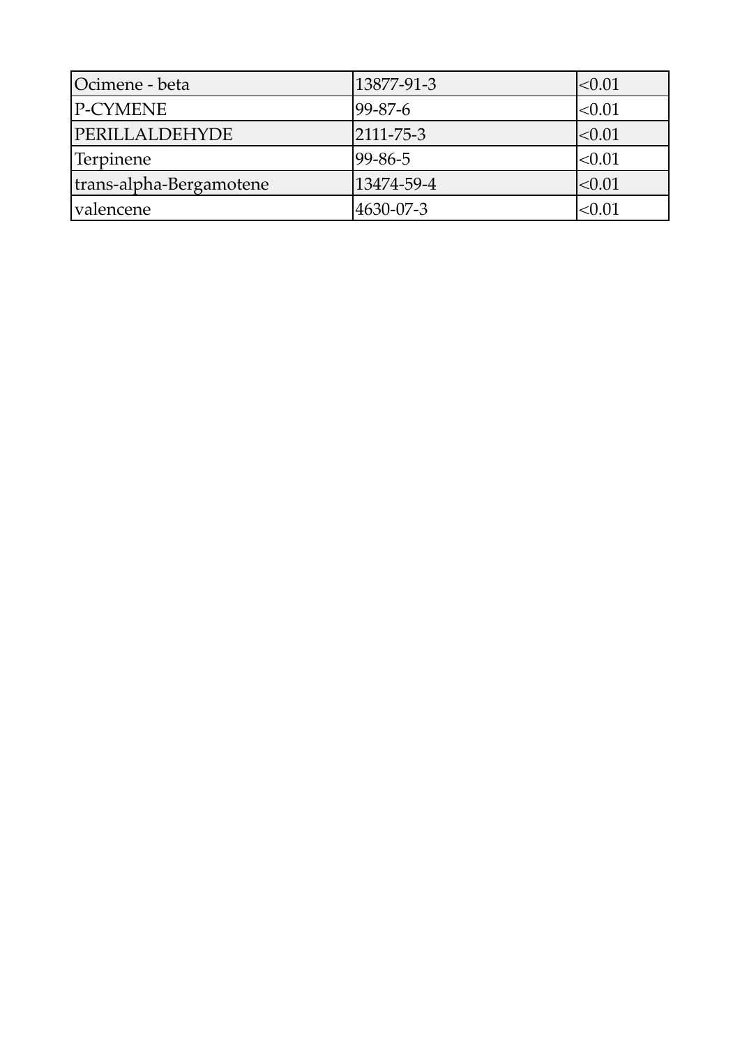| | | |
|---|---|---|
| Ocimene - beta | 13877-91-3 | <0.01 |
| P-CYMENE | 99-87-6 | <0.01 |
| PERILLALDEHYDE | 2111-75-3 | <0.01 |
| Terpinene | 99-86-5 | <0.01 |
| trans-alpha-Bergamotene | 13474-59-4 | <0.01 |
| valencene | 4630-07-3 | <0.01 |